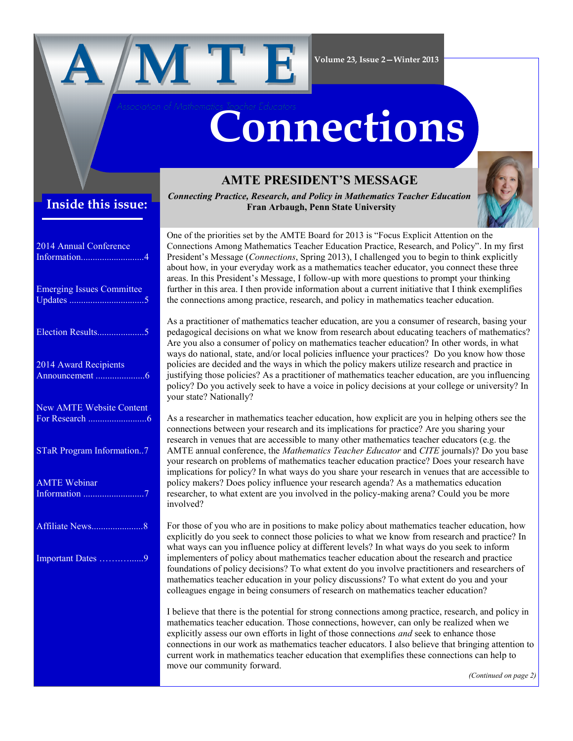# AMTE

Association of Mathematics Teacher Educators

# Connections

Volume 23, Issue 2—Winter 2013

## Inside this issue:

2014 Annual Conference Information...........................4

Emerging Issues Committee Updates ................................5

Election Results....................5

2014 Award Recipients Announcement .....................6

New AMTE Website Content For Research .........................6

STaR Program Information..7

AMTE Webinar Information ..........................7

Affiliate News......................8

Important Dates ……….......9

## AMTE PRESIDENT'S MESSAGE

***Connecting Practice, Research, and Policy in Mathematics Teacher Education***

**Fran Arbaugh, Penn State University**

One of the priorities set by the AMTE Board for 2013 is "Focus Explicit Attention on the Connections Among Mathematics Teacher Education Practice, Research, and Policy". In my first President's Message (*Connections*, Spring 2013), I challenged you to begin to think explicitly about how, in your everyday work as a mathematics teacher educator, you connect these three areas. In this President's Message, I follow-up with more questions to prompt your thinking further in this area. I then provide information about a current initiative that I think exemplifies the connections among practice, research, and policy in mathematics teacher education.

As a practitioner of mathematics teacher education, are you a consumer of research, basing your pedagogical decisions on what we know from research about educating teachers of mathematics? Are you also a consumer of policy on mathematics teacher education? In other words, in what ways do national, state, and/or local policies influence your practices? Do you know how those policies are decided and the ways in which the policy makers utilize research and practice in justifying those policies? As a practitioner of mathematics teacher education, are you influencing policy? Do you actively seek to have a voice in policy decisions at your college or university? In your state? Nationally?

As a researcher in mathematics teacher education, how explicit are you in helping others see the connections between your research and its implications for practice? Are you sharing your research in venues that are accessible to many other mathematics teacher educators (e.g. the AMTE annual conference, the *Mathematics Teacher Educator* and *CITE* journals)? Do you base your research on problems of mathematics teacher education practice? Does your research have implications for policy? In what ways do you share your research in venues that are accessible to policy makers? Does policy influence your research agenda? As a mathematics education researcher, to what extent are you involved in the policy-making arena? Could you be more involved?

For those of you who are in positions to make policy about mathematics teacher education, how explicitly do you seek to connect those policies to what we know from research and practice? In what ways can you influence policy at different levels? In what ways do you seek to inform implementers of policy about mathematics teacher education about the research and practice foundations of policy decisions? To what extent do you involve practitioners and researchers of mathematics teacher education in your policy discussions? To what extent do you and your colleagues engage in being consumers of research on mathematics teacher education?

I believe that there is the potential for strong connections among practice, research, and policy in mathematics teacher education. Those connections, however, can only be realized when we explicitly assess our own efforts in light of those connections *and* seek to enhance those connections in our work as mathematics teacher educators. I also believe that bringing attention to current work in mathematics teacher education that exemplifies these connections can help to move our community forward.

*(Continued on page 2)*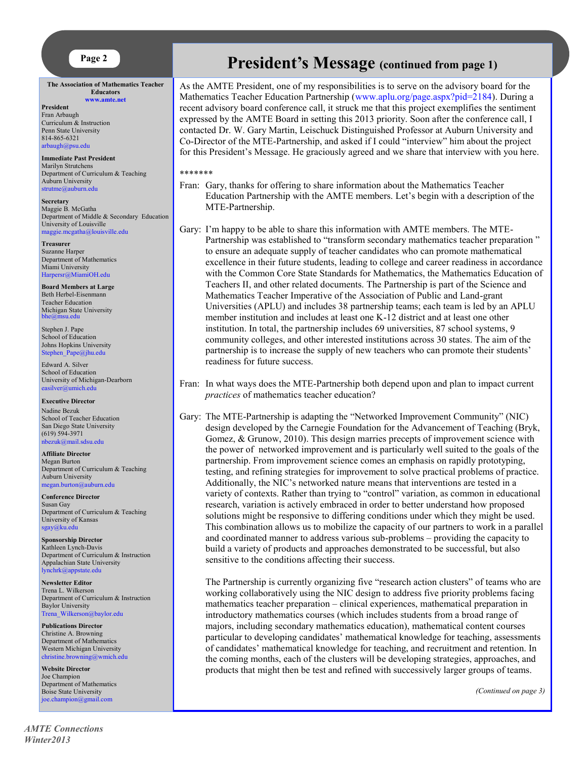# President's Message (continued from page 1)

**The Association of Mathematics Teacher Educators**
www.amte.net

**President**
Fran Arbaugh
Curriculum & Instruction
Penn State University
814-865-6321
arbaugh@psu.edu

**Immediate Past President**
Marilyn Strutchens
Department of Curriculum & Teaching
Auburn University
strutme@auburn.edu

**Secretary**
Maggie B. McGatha
Department of Middle & Secondary Education
University of Louisville
maggie.mcgatha@louisville.edu

**Treasurer**
Suzanne Harper
Department of Mathematics
Miami University
Harpersr@MiamiOH.edu

**Board Members at Large**
Beth Herbel-Eisenmann
Teacher Education
Michigan State University
bhe@msu.edu

Stephen J. Pape
School of Education
Johns Hopkins University
Stephen_Pape@jhu.edu

Edward A. Silver
School of Education
University of Michigan-Dearborn
easilver@umich.edu

**Executive Director**
Nadine Bezuk
School of Teacher Education
San Diego State University
(619) 594-3971
nbezuk@mail.sdsu.edu

**Affiliate Director**
Megan Burton
Department of Curriculum & Teaching
Auburn University
megan.burton@auburn.edu

**Conference Director**
Susan Gay
Department of Curriculum & Teaching
University of Kansas
sgay@ku.edu

**Sponsorship Director**
Kathleen Lynch-Davis
Department of Curriculum & Instruction
Appalachian State University
lynchrk@appstate.edu

**Newsletter Editor**
Trena L. Wilkerson
Department of Curriculum & Instruction
Baylor University
Trena_Wilkerson@baylor.edu

**Publications Director**
Christine A. Browning
Department of Mathematics
Western Michigan University
christine.browning@wmich.edu

**Website Director**
Joe Champion
Department of Mathematics
Boise State University
joe.champion@gmail.com

---

As the AMTE President, one of my responsibilities is to serve on the advisory board for the Mathematics Teacher Education Partnership (www.aplu.org/page.aspx?pid=2184). During a recent advisory board conference call, it struck me that this project exemplifies the sentiment expressed by the AMTE Board in setting this 2013 priority. Soon after the conference call, I contacted Dr. W. Gary Martin, Leischuck Distinguished Professor at Auburn University and Co-Director of the MTE-Partnership, and asked if I could "interview" him about the project for this President's Message. He graciously agreed and we share that interview with you here.

*******

Fran: Gary, thanks for offering to share information about the Mathematics Teacher Education Partnership with the AMTE members. Let's begin with a description of the MTE-Partnership.

Gary: I'm happy to be able to share this information with AMTE members. The MTE-Partnership was established to "transform secondary mathematics teacher preparation " to ensure an adequate supply of teacher candidates who can promote mathematical excellence in their future students, leading to college and career readiness in accordance with the Common Core State Standards for Mathematics, the Mathematics Education of Teachers II, and other related documents. The Partnership is part of the Science and Mathematics Teacher Imperative of the Association of Public and Land-grant Universities (APLU) and includes 38 partnership teams; each team is led by an APLU member institution and includes at least one K-12 district and at least one other institution. In total, the partnership includes 69 universities, 87 school systems, 9 community colleges, and other interested institutions across 30 states. The aim of the partnership is to increase the supply of new teachers who can promote their students' readiness for future success.

Fran: In what ways does the MTE-Partnership both depend upon and plan to impact current *practices* of mathematics teacher education?

Gary: The MTE-Partnership is adapting the "Networked Improvement Community" (NIC) design developed by the Carnegie Foundation for the Advancement of Teaching (Bryk, Gomez, & Grunow, 2010). This design marries precepts of improvement science with the power of networked improvement and is particularly well suited to the goals of the partnership. From improvement science comes an emphasis on rapidly prototyping, testing, and refining strategies for improvement to solve practical problems of practice. Additionally, the NIC's networked nature means that interventions are tested in a variety of contexts. Rather than trying to "control" variation, as common in educational research, variation is actively embraced in order to better understand how proposed solutions might be responsive to differing conditions under which they might be used. This combination allows us to mobilize the capacity of our partners to work in a parallel and coordinated manner to address various sub-problems – providing the capacity to build a variety of products and approaches demonstrated to be successful, but also sensitive to the conditions affecting their success.

The Partnership is currently organizing five "research action clusters" of teams who are working collaboratively using the NIC design to address five priority problems facing mathematics teacher preparation – clinical experiences, mathematical preparation in introductory mathematics courses (which includes students from a broad range of majors, including secondary mathematics education), mathematical content courses particular to developing candidates' mathematical knowledge for teaching, assessments of candidates' mathematical knowledge for teaching, and recruitment and retention. In the coming months, each of the clusters will be developing strategies, approaches, and products that might then be test and refined with successively larger groups of teams.

*(Continued on page 3)*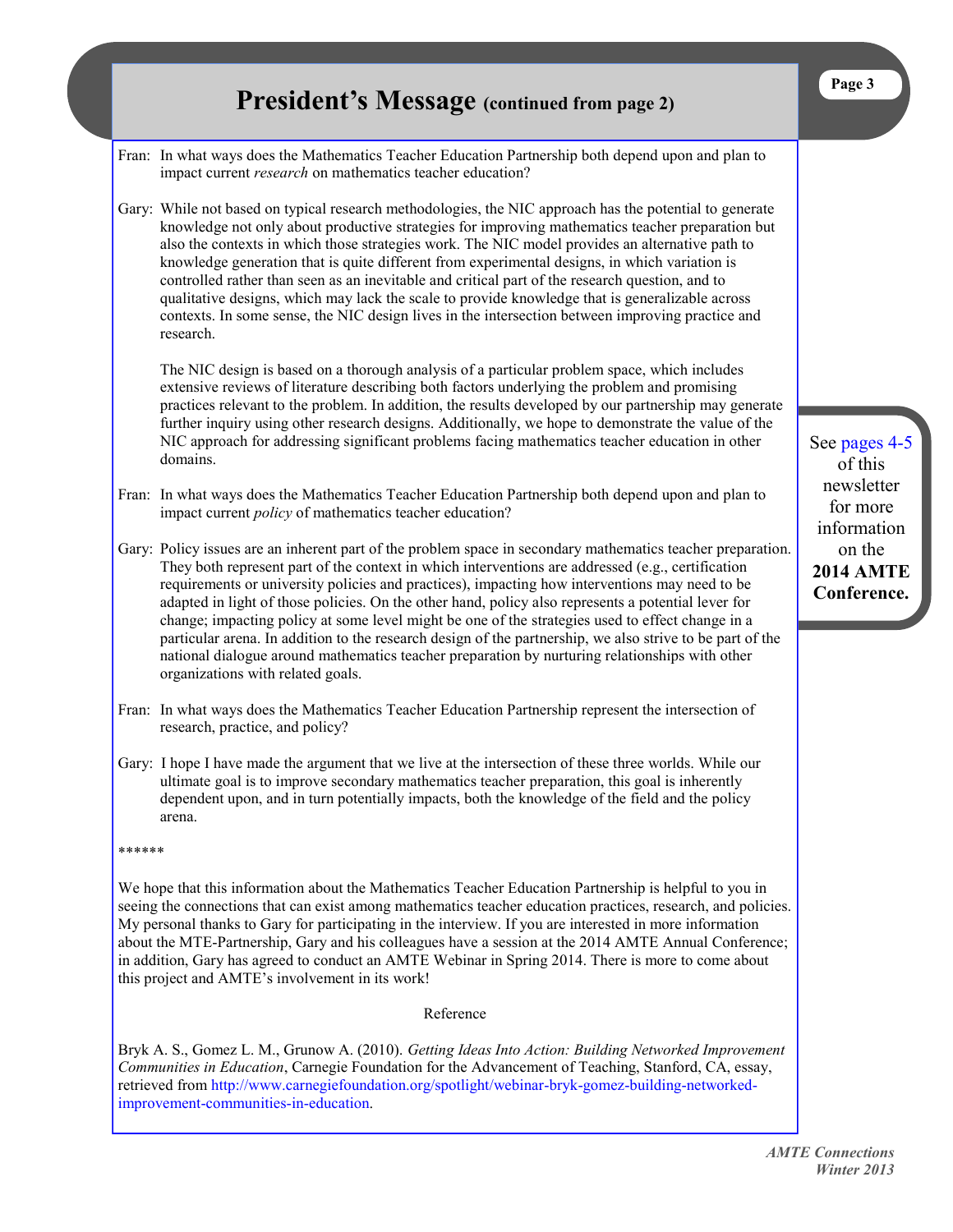# President's Message (continued from page 2)

Fran: In what ways does the Mathematics Teacher Education Partnership both depend upon and plan to impact current *research* on mathematics teacher education?

Gary: While not based on typical research methodologies, the NIC approach has the potential to generate knowledge not only about productive strategies for improving mathematics teacher preparation but also the contexts in which those strategies work. The NIC model provides an alternative path to knowledge generation that is quite different from experimental designs, in which variation is controlled rather than seen as an inevitable and critical part of the research question, and to qualitative designs, which may lack the scale to provide knowledge that is generalizable across contexts. In some sense, the NIC design lives in the intersection between improving practice and research.

The NIC design is based on a thorough analysis of a particular problem space, which includes extensive reviews of literature describing both factors underlying the problem and promising practices relevant to the problem. In addition, the results developed by our partnership may generate further inquiry using other research designs. Additionally, we hope to demonstrate the value of the NIC approach for addressing significant problems facing mathematics teacher education in other domains.

Fran: In what ways does the Mathematics Teacher Education Partnership both depend upon and plan to impact current *policy* of mathematics teacher education?

Gary: Policy issues are an inherent part of the problem space in secondary mathematics teacher preparation. They both represent part of the context in which interventions are addressed (e.g., certification requirements or university policies and practices), impacting how interventions may need to be adapted in light of those policies. On the other hand, policy also represents a potential lever for change; impacting policy at some level might be one of the strategies used to effect change in a particular arena. In addition to the research design of the partnership, we also strive to be part of the national dialogue around mathematics teacher preparation by nurturing relationships with other organizations with related goals.

Fran: In what ways does the Mathematics Teacher Education Partnership represent the intersection of research, practice, and policy?

Gary: I hope I have made the argument that we live at the intersection of these three worlds. While our ultimate goal is to improve secondary mathematics teacher preparation, this goal is inherently dependent upon, and in turn potentially impacts, both the knowledge of the field and the policy arena.

******

We hope that this information about the Mathematics Teacher Education Partnership is helpful to you in seeing the connections that can exist among mathematics teacher education practices, research, and policies. My personal thanks to Gary for participating in the interview. If you are interested in more information about the MTE-Partnership, Gary and his colleagues have a session at the 2014 AMTE Annual Conference; in addition, Gary has agreed to conduct an AMTE Webinar in Spring 2014. There is more to come about this project and AMTE's involvement in its work!

Reference

Bryk A. S., Gomez L. M., Grunow A. (2010). *Getting Ideas Into Action: Building Networked Improvement Communities in Education*, Carnegie Foundation for the Advancement of Teaching, Stanford, CA, essay, retrieved from http://www.carnegiefoundation.org/spotlight/webinar-bryk-gomez-building-networked-improvement-communities-in-education.

See pages 4-5 of this newsletter for more information on the **2014 AMTE Conference.**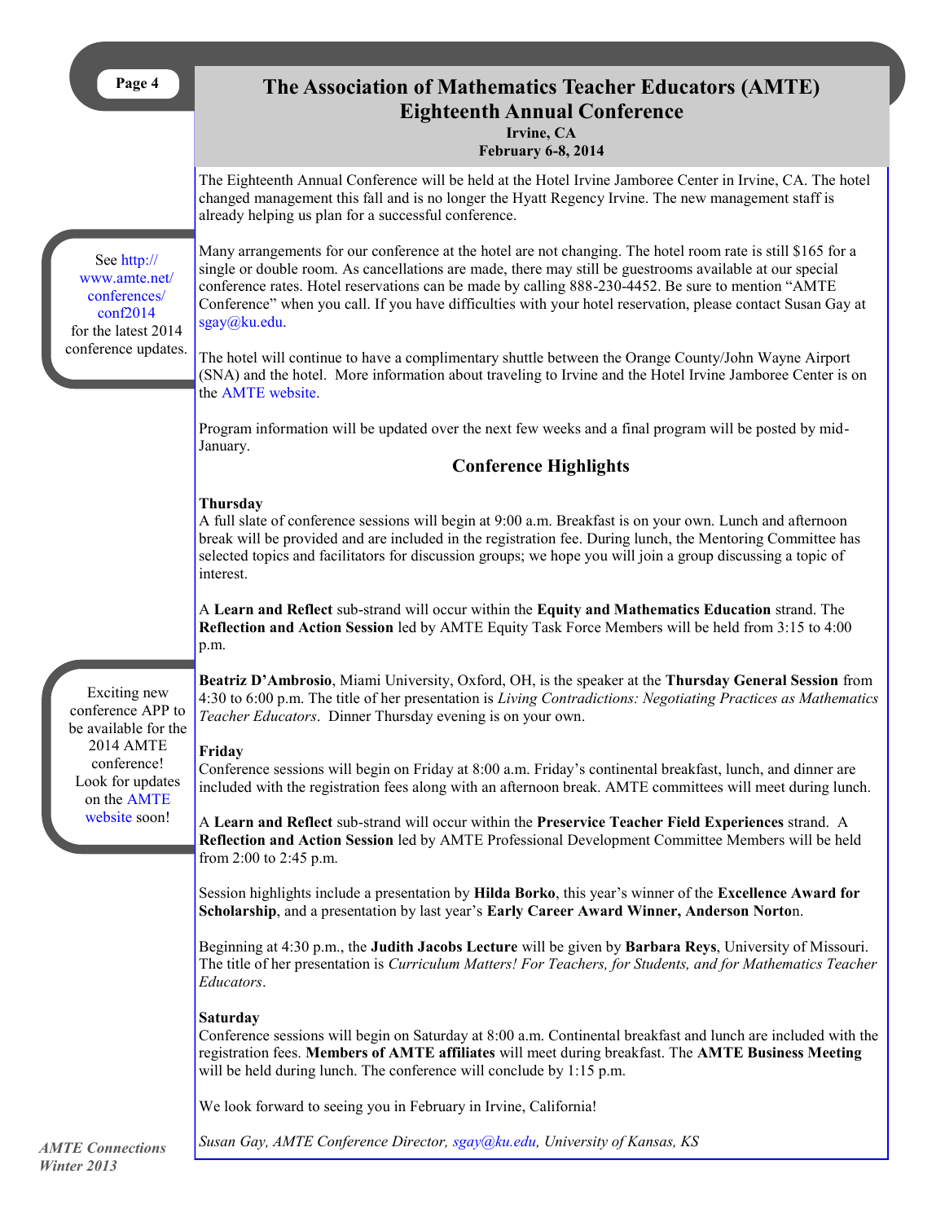# The Association of Mathematics Teacher Educators (AMTE) Eighteenth Annual Conference

**Irvine, CA**
**February 6-8, 2014**

The Eighteenth Annual Conference will be held at the Hotel Irvine Jamboree Center in Irvine, CA. The hotel changed management this fall and is no longer the Hyatt Regency Irvine. The new management staff is already helping us plan for a successful conference.

Many arrangements for our conference at the hotel are not changing. The hotel room rate is still $165 for a single or double room. As cancellations are made, there may still be guestrooms available at our special conference rates. Hotel reservations can be made by calling 888-230-4452. Be sure to mention "AMTE Conference" when you call. If you have difficulties with your hotel reservation, please contact Susan Gay at sgay@ku.edu.

The hotel will continue to have a complimentary shuttle between the Orange County/John Wayne Airport (SNA) and the hotel. More information about traveling to Irvine and the Hotel Irvine Jamboree Center is on the AMTE website.

Program information will be updated over the next few weeks and a final program will be posted by mid-January.

> See http://www.amte.net/conferences/conf2014 for the latest 2014 conference updates.

## Conference Highlights

**Thursday**
A full slate of conference sessions will begin at 9:00 a.m. Breakfast is on your own. Lunch and afternoon break will be provided and are included in the registration fee. During lunch, the Mentoring Committee has selected topics and facilitators for discussion groups; we hope you will join a group discussing a topic of interest.

A **Learn and Reflect** sub-strand will occur within the **Equity and Mathematics Education** strand. The **Reflection and Action Session** led by AMTE Equity Task Force Members will be held from 3:15 to 4:00 p.m.

**Beatriz D'Ambrosio**, Miami University, Oxford, OH, is the speaker at the **Thursday General Session** from 4:30 to 6:00 p.m. The title of her presentation is *Living Contradictions: Negotiating Practices as Mathematics Teacher Educators*. Dinner Thursday evening is on your own.

> Exciting new conference APP to be available for the 2014 AMTE conference! Look for updates on the AMTE website soon!

**Friday**
Conference sessions will begin on Friday at 8:00 a.m. Friday's continental breakfast, lunch, and dinner are included with the registration fees along with an afternoon break. AMTE committees will meet during lunch.

A **Learn and Reflect** sub-strand will occur within the **Preservice Teacher Field Experiences** strand. A **Reflection and Action Session** led by AMTE Professional Development Committee Members will be held from 2:00 to 2:45 p.m.

Session highlights include a presentation by **Hilda Borko**, this year's winner of the **Excellence Award for Scholarship**, and a presentation by last year's **Early Career Award Winner, Anderson Norto**n.

Beginning at 4:30 p.m., the **Judith Jacobs Lecture** will be given by **Barbara Reys**, University of Missouri. The title of her presentation is *Curriculum Matters! For Teachers, for Students, and for Mathematics Teacher Educators*.

**Saturday**
Conference sessions will begin on Saturday at 8:00 a.m. Continental breakfast and lunch are included with the registration fees. **Members of AMTE affiliates** will meet during breakfast. The **AMTE Business Meeting** will be held during lunch. The conference will conclude by 1:15 p.m.

We look forward to seeing you in February in Irvine, California!

*Susan Gay, AMTE Conference Director, sgay@ku.edu, University of Kansas, KS*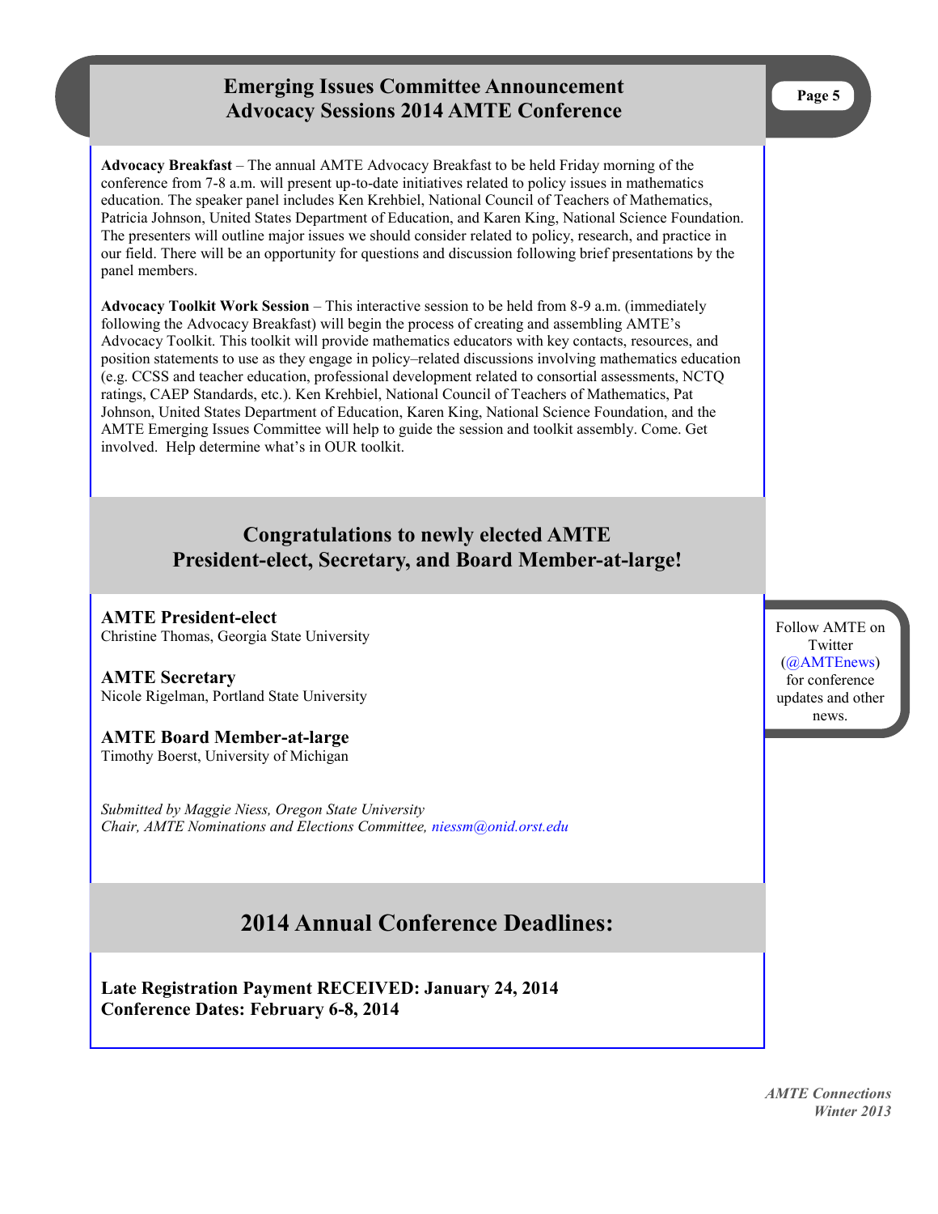# Emerging Issues Committee Announcement
# Advocacy Sessions 2014 AMTE Conference

**Advocacy Breakfast** – The annual AMTE Advocacy Breakfast to be held Friday morning of the conference from 7-8 a.m. will present up-to-date initiatives related to policy issues in mathematics education. The speaker panel includes Ken Krehbiel, National Council of Teachers of Mathematics, Patricia Johnson, United States Department of Education, and Karen King, National Science Foundation. The presenters will outline major issues we should consider related to policy, research, and practice in our field. There will be an opportunity for questions and discussion following brief presentations by the panel members.

**Advocacy Toolkit Work Session** – This interactive session to be held from 8-9 a.m. (immediately following the Advocacy Breakfast) will begin the process of creating and assembling AMTE's Advocacy Toolkit. This toolkit will provide mathematics educators with key contacts, resources, and position statements to use as they engage in policy–related discussions involving mathematics education (e.g. CCSS and teacher education, professional development related to consortial assessments, NCTQ ratings, CAEP Standards, etc.). Ken Krehbiel, National Council of Teachers of Mathematics, Pat Johnson, United States Department of Education, Karen King, National Science Foundation, and the AMTE Emerging Issues Committee will help to guide the session and toolkit assembly. Come. Get involved. Help determine what's in OUR toolkit.

## Congratulations to newly elected AMTE President-elect, Secretary, and Board Member-at-large!

### AMTE President-elect
Christine Thomas, Georgia State University

### AMTE Secretary
Nicole Rigelman, Portland State University

### AMTE Board Member-at-large
Timothy Boerst, University of Michigan

*Submitted by Maggie Niess, Oregon State University*
*Chair, AMTE Nominations and Elections Committee, niessm@onid.orst.edu*

Follow AMTE on Twitter (@AMTEnews) for conference updates and other news.

## 2014 Annual Conference Deadlines:

**Late Registration Payment RECEIVED: January 24, 2014**
**Conference Dates: February 6-8, 2014**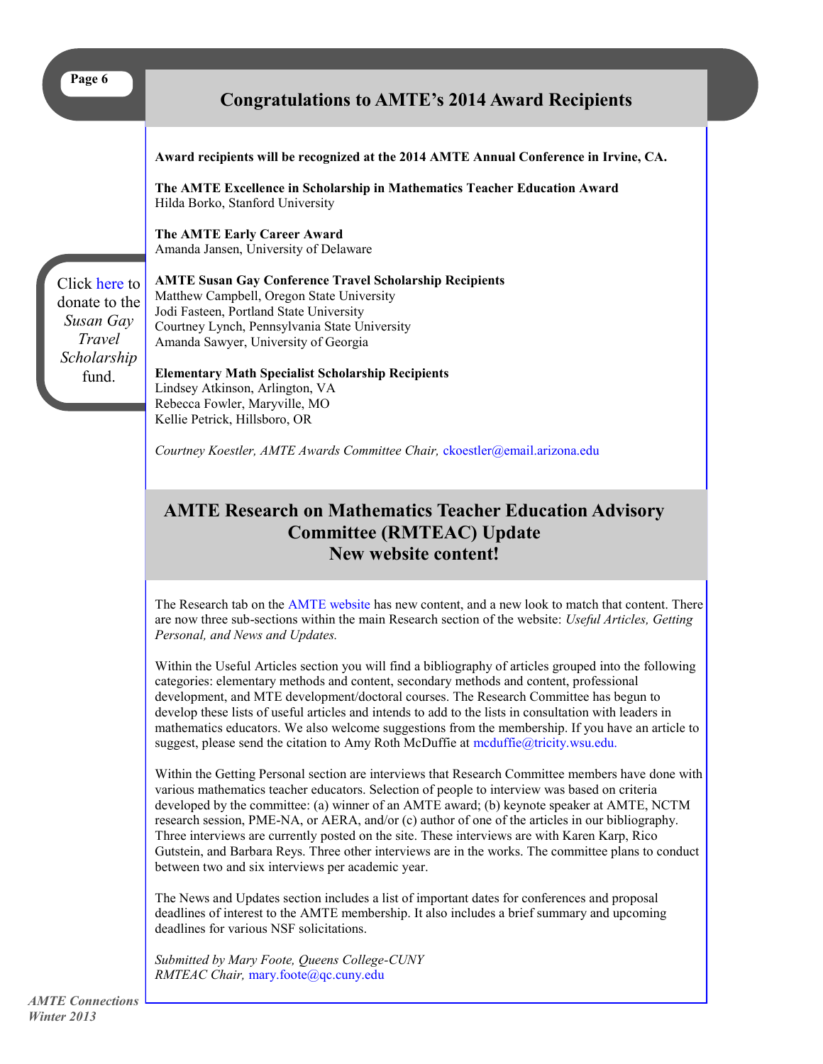## Congratulations to AMTE's 2014 Award Recipients

**Award recipients will be recognized at the 2014 AMTE Annual Conference in Irvine, CA.**

**The AMTE Excellence in Scholarship in Mathematics Teacher Education Award**
Hilda Borko, Stanford University

**The AMTE Early Career Award**
Amanda Jansen, University of Delaware

**AMTE Susan Gay Conference Travel Scholarship Recipients**
Matthew Campbell, Oregon State University
Jodi Fasteen, Portland State University
Courtney Lynch, Pennsylvania State University
Amanda Sawyer, University of Georgia

**Elementary Math Specialist Scholarship Recipients**
Lindsey Atkinson, Arlington, VA
Rebecca Fowler, Maryville, MO
Kellie Petrick, Hillsboro, OR

*Courtney Koestler, AMTE Awards Committee Chair,* ckoestler@email.arizona.edu

Click here to donate to the *Susan Gay Travel Scholarship* fund.

## AMTE Research on Mathematics Teacher Education Advisory Committee (RMTEAC) Update
## New website content!

The Research tab on the AMTE website has new content, and a new look to match that content. There are now three sub-sections within the main Research section of the website: *Useful Articles, Getting Personal, and News and Updates.*

Within the Useful Articles section you will find a bibliography of articles grouped into the following categories: elementary methods and content, secondary methods and content, professional development, and MTE development/doctoral courses. The Research Committee has begun to develop these lists of useful articles and intends to add to the lists in consultation with leaders in mathematics educators. We also welcome suggestions from the membership. If you have an article to suggest, please send the citation to Amy Roth McDuffie at mcduffie@tricity.wsu.edu.

Within the Getting Personal section are interviews that Research Committee members have done with various mathematics teacher educators. Selection of people to interview was based on criteria developed by the committee: (a) winner of an AMTE award; (b) keynote speaker at AMTE, NCTM research session, PME-NA, or AERA, and/or (c) author of one of the articles in our bibliography. Three interviews are currently posted on the site. These interviews are with Karen Karp, Rico Gutstein, and Barbara Reys. Three other interviews are in the works. The committee plans to conduct between two and six interviews per academic year.

The News and Updates section includes a list of important dates for conferences and proposal deadlines of interest to the AMTE membership. It also includes a brief summary and upcoming deadlines for various NSF solicitations.

*Submitted by Mary Foote, Queens College-CUNY*
*RMTEAC Chair,* mary.foote@qc.cuny.edu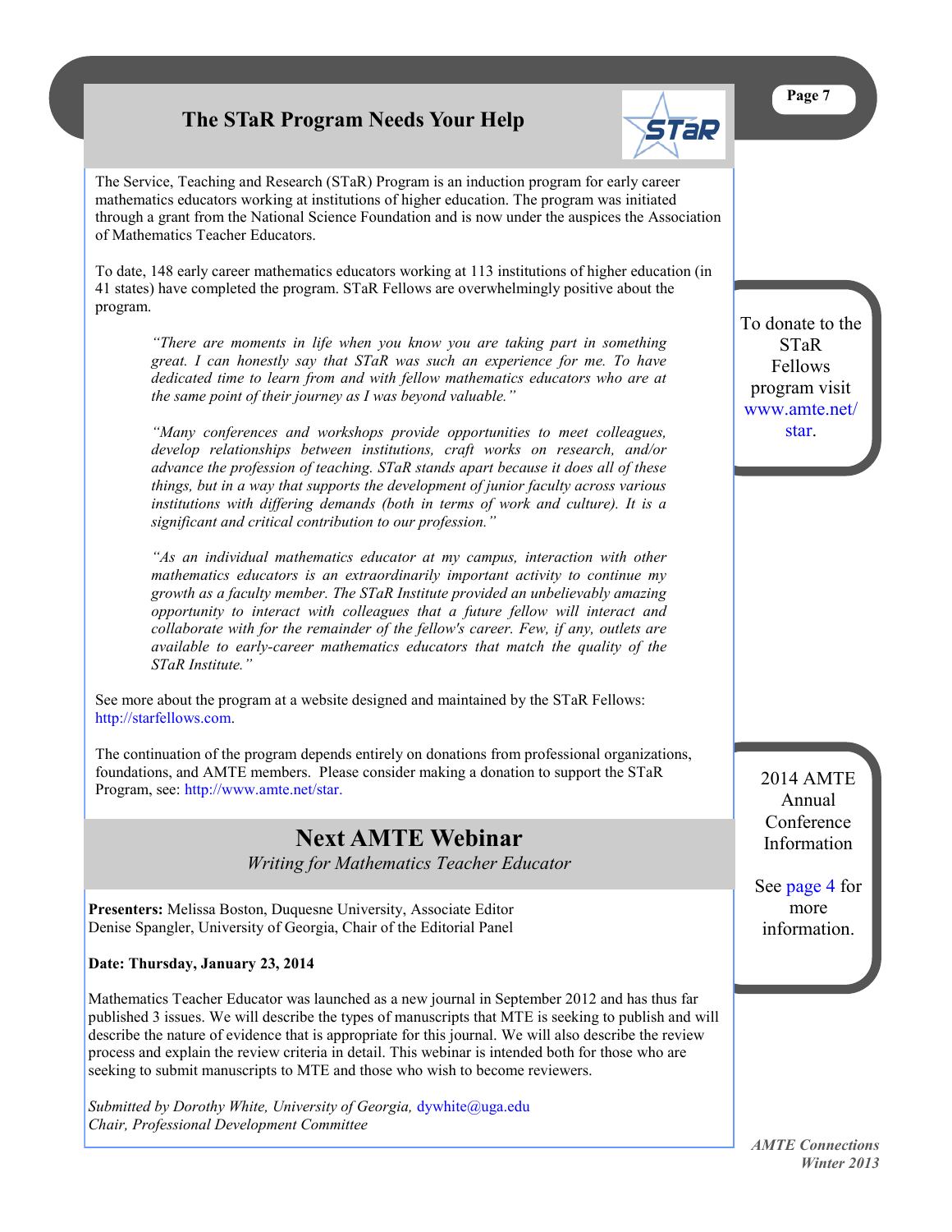## The STaR Program Needs Your Help

The Service, Teaching and Research (STaR) Program is an induction program for early career mathematics educators working at institutions of higher education. The program was initiated through a grant from the National Science Foundation and is now under the auspices the Association of Mathematics Teacher Educators.

To date, 148 early career mathematics educators working at 113 institutions of higher education (in 41 states) have completed the program. STaR Fellows are overwhelmingly positive about the program.

> *"There are moments in life when you know you are taking part in something great. I can honestly say that STaR was such an experience for me. To have dedicated time to learn from and with fellow mathematics educators who are at the same point of their journey as I was beyond valuable."*

> *"Many conferences and workshops provide opportunities to meet colleagues, develop relationships between institutions, craft works on research, and/or advance the profession of teaching. STaR stands apart because it does all of these things, but in a way that supports the development of junior faculty across various institutions with differing demands (both in terms of work and culture). It is a significant and critical contribution to our profession."*

> *"As an individual mathematics educator at my campus, interaction with other mathematics educators is an extraordinarily important activity to continue my growth as a faculty member. The STaR Institute provided an unbelievably amazing opportunity to interact with colleagues that a future fellow will interact and collaborate with for the remainder of the fellow's career. Few, if any, outlets are available to early-career mathematics educators that match the quality of the STaR Institute."*

See more about the program at a website designed and maintained by the STaR Fellows: http://starfellows.com.

The continuation of the program depends entirely on donations from professional organizations, foundations, and AMTE members. Please consider making a donation to support the STaR Program, see: http://www.amte.net/star.

To donate to the STaR Fellows program visit www.amte.net/star.

## Next AMTE Webinar

*Writing for Mathematics Teacher Educator*

**Presenters:** Melissa Boston, Duquesne University, Associate Editor
Denise Spangler, University of Georgia, Chair of the Editorial Panel

**Date: Thursday, January 23, 2014**

Mathematics Teacher Educator was launched as a new journal in September 2012 and has thus far published 3 issues. We will describe the types of manuscripts that MTE is seeking to publish and will describe the nature of evidence that is appropriate for this journal. We will also describe the review process and explain the review criteria in detail. This webinar is intended both for those who are seeking to submit manuscripts to MTE and those who wish to become reviewers.

*Submitted by Dorothy White, University of Georgia,* dywhite@uga.edu
*Chair, Professional Development Committee*

2014 AMTE Annual Conference Information

See page 4 for more information.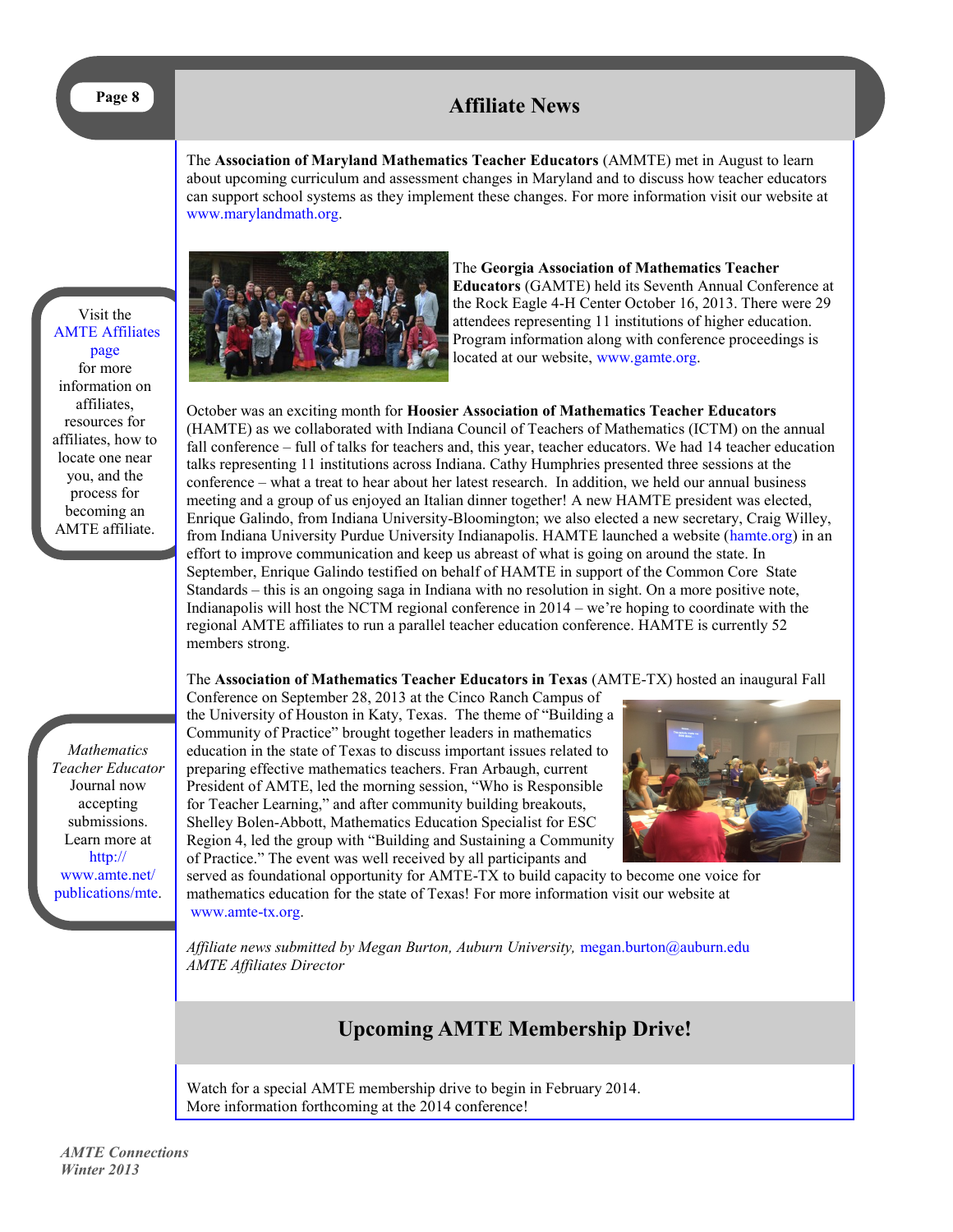# Affiliate News

The **Association of Maryland Mathematics Teacher Educators** (AMMTE) met in August to learn about upcoming curriculum and assessment changes in Maryland and to discuss how teacher educators can support school systems as they implement these changes. For more information visit our website at www.marylandmath.org.

The **Georgia Association of Mathematics Teacher Educators** (GAMTE) held its Seventh Annual Conference at the Rock Eagle 4-H Center October 16, 2013. There were 29 attendees representing 11 institutions of higher education. Program information along with conference proceedings is located at our website, www.gamte.org.

October was an exciting month for **Hoosier Association of Mathematics Teacher Educators** (HAMTE) as we collaborated with Indiana Council of Teachers of Mathematics (ICTM) on the annual fall conference – full of talks for teachers and, this year, teacher educators. We had 14 teacher education talks representing 11 institutions across Indiana. Cathy Humphries presented three sessions at the conference – what a treat to hear about her latest research. In addition, we held our annual business meeting and a group of us enjoyed an Italian dinner together! A new HAMTE president was elected, Enrique Galindo, from Indiana University-Bloomington; we also elected a new secretary, Craig Willey, from Indiana University Purdue University Indianapolis. HAMTE launched a website (hamte.org) in an effort to improve communication and keep us abreast of what is going on around the state. In September, Enrique Galindo testified on behalf of HAMTE in support of the Common Core State Standards – this is an ongoing saga in Indiana with no resolution in sight. On a more positive note, Indianapolis will host the NCTM regional conference in 2014 – we're hoping to coordinate with the regional AMTE affiliates to run a parallel teacher education conference. HAMTE is currently 52 members strong.

The **Association of Mathematics Teacher Educators in Texas** (AMTE-TX) hosted an inaugural Fall Conference on September 28, 2013 at the Cinco Ranch Campus of the University of Houston in Katy, Texas. The theme of "Building a Community of Practice" brought together leaders in mathematics education in the state of Texas to discuss important issues related to preparing effective mathematics teachers. Fran Arbaugh, current President of AMTE, led the morning session, "Who is Responsible for Teacher Learning," and after community building breakouts, Shelley Bolen-Abbott, Mathematics Education Specialist for ESC Region 4, led the group with "Building and Sustaining a Community of Practice." The event was well received by all participants and served as foundational opportunity for AMTE-TX to build capacity to become one voice for mathematics education for the state of Texas! For more information visit our website at www.amte-tx.org.

*Affiliate news submitted by Megan Burton, Auburn University,* megan.burton@auburn.edu
*AMTE Affiliates Director*

Visit the AMTE Affiliates page for more information on affiliates, resources for affiliates, how to locate one near you, and the process for becoming an AMTE affiliate.

*Mathematics Teacher Educator* Journal now accepting submissions. Learn more at http://www.amte.net/publications/mte.

# Upcoming AMTE Membership Drive!

Watch for a special AMTE membership drive to begin in February 2014.
More information forthcoming at the 2014 conference!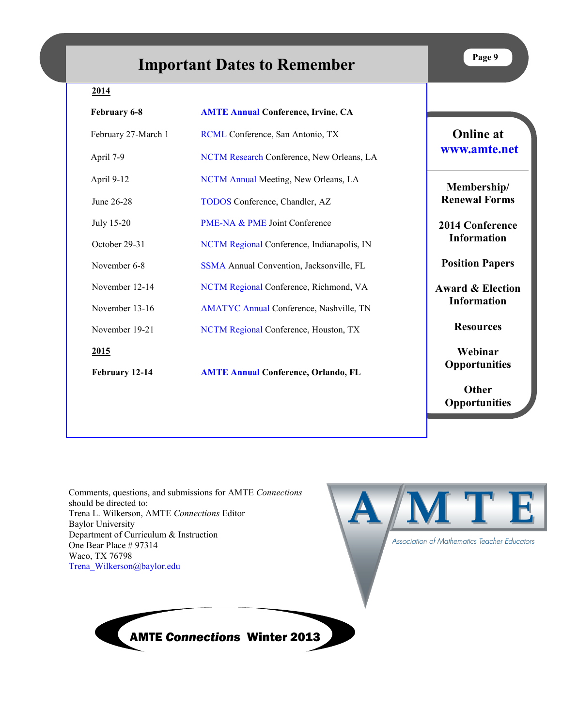# Important Dates to Remember

**2014**

| | |
|---|---|
| **February 6-8** | **AMTE Annual Conference, Irvine, CA** |
| February 27-March 1 | RCML Conference, San Antonio, TX |
| April 7-9 | NCTM Research Conference, New Orleans, LA |
| April 9-12 | NCTM Annual Meeting, New Orleans, LA |
| June 26-28 | TODOS Conference, Chandler, AZ |
| July 15-20 | PME-NA & PME Joint Conference |
| October 29-31 | NCTM Regional Conference, Indianapolis, IN |
| November 6-8 | SSMA Annual Convention, Jacksonville, FL |
| November 12-14 | NCTM Regional Conference, Richmond, VA |
| November 13-16 | AMATYC Annual Conference, Nashville, TN |
| November 19-21 | NCTM Regional Conference, Houston, TX |

**2015**

| | |
|---|---|
| **February 12-14** | **AMTE Annual Conference, Orlando, FL** |

**Online at www.amte.net**

**Membership/ Renewal Forms**

**2014 Conference Information**

**Position Papers**

**Award & Election Information**

**Resources**

**Webinar Opportunities**

**Other Opportunities**

Comments, questions, and submissions for AMTE *Connections* should be directed to:
Trena L. Wilkerson, AMTE *Connections* Editor
Baylor University
Department of Curriculum & Instruction
One Bear Place # 97314
Waco, TX 76798
Trena_Wilkerson@baylor.edu

AMTE
Association of Mathematics Teacher Educators

**AMTE *Connections* Winter 2013**